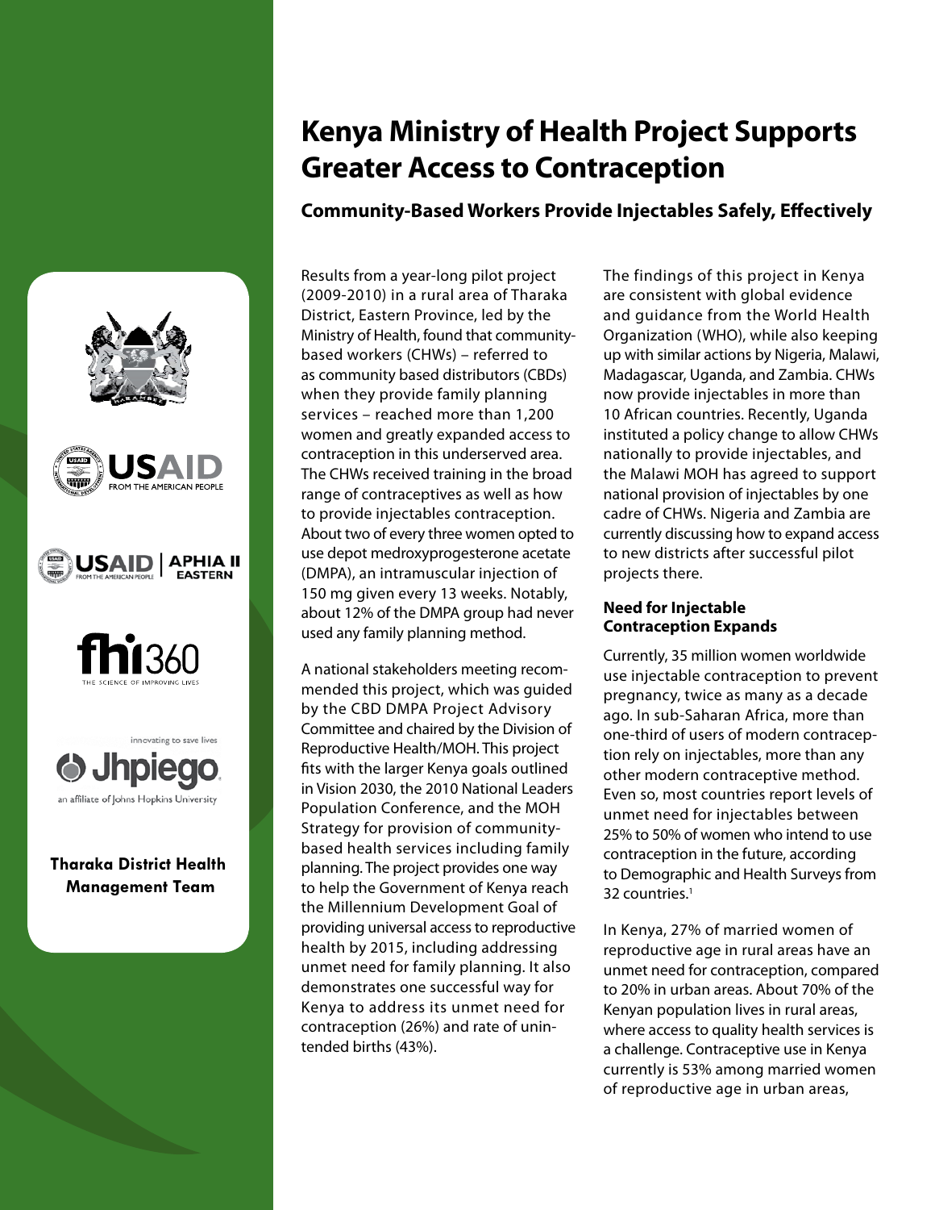# Kenya Ministry of Health Project Supports Greater Access to Contraception

## Community-Based Workers Provide Injectables Safely, Effectively

USAID FROM THE AMERICAN PEOPLE

USAID FROM THE AMERICAN PEOPLE | APHIA II EASTERN

fhi360 THE SCIENCE OF IMPROVING LIVES

innovating to save lives Jhpiego an affiliate of Johns Hopkins University

**Tharaka District Health Management Team**

Results from a year-long pilot project (2009-2010) in a rural area of Tharaka District, Eastern Province, led by the Ministry of Health, found that community-based workers (CHWs) – referred to as community based distributors (CBDs) when they provide family planning services – reached more than 1,200 women and greatly expanded access to contraception in this underserved area. The CHWs received training in the broad range of contraceptives as well as how to provide injectables contraception. About two of every three women opted to use depot medroxyprogesterone acetate (DMPA), an intramuscular injection of 150 mg given every 13 weeks. Notably, about 12% of the DMPA group had never used any family planning method.

A national stakeholders meeting recommended this project, which was guided by the CBD DMPA Project Advisory Committee and chaired by the Division of Reproductive Health/MOH. This project fits with the larger Kenya goals outlined in Vision 2030, the 2010 National Leaders Population Conference, and the MOH Strategy for provision of community-based health services including family planning. The project provides one way to help the Government of Kenya reach the Millennium Development Goal of providing universal access to reproductive health by 2015, including addressing unmet need for family planning. It also demonstrates one successful way for Kenya to address its unmet need for contraception (26%) and rate of unintended births (43%).

The findings of this project in Kenya are consistent with global evidence and guidance from the World Health Organization (WHO), while also keeping up with similar actions by Nigeria, Malawi, Madagascar, Uganda, and Zambia. CHWs now provide injectables in more than 10 African countries. Recently, Uganda instituted a policy change to allow CHWs nationally to provide injectables, and the Malawi MOH has agreed to support national provision of injectables by one cadre of CHWs. Nigeria and Zambia are currently discussing how to expand access to new districts after successful pilot projects there.

### Need for Injectable Contraception Expands

Currently, 35 million women worldwide use injectable contraception to prevent pregnancy, twice as many as a decade ago. In sub-Saharan Africa, more than one-third of users of modern contraception rely on injectables, more than any other modern contraceptive method. Even so, most countries report levels of unmet need for injectables between 25% to 50% of women who intend to use contraception in the future, according to Demographic and Health Surveys from 32 countries.[1]

In Kenya, 27% of married women of reproductive age in rural areas have an unmet need for contraception, compared to 20% in urban areas. About 70% of the Kenyan population lives in rural areas, where access to quality health services is a challenge. Contraceptive use in Kenya currently is 53% among married women of reproductive age in urban areas,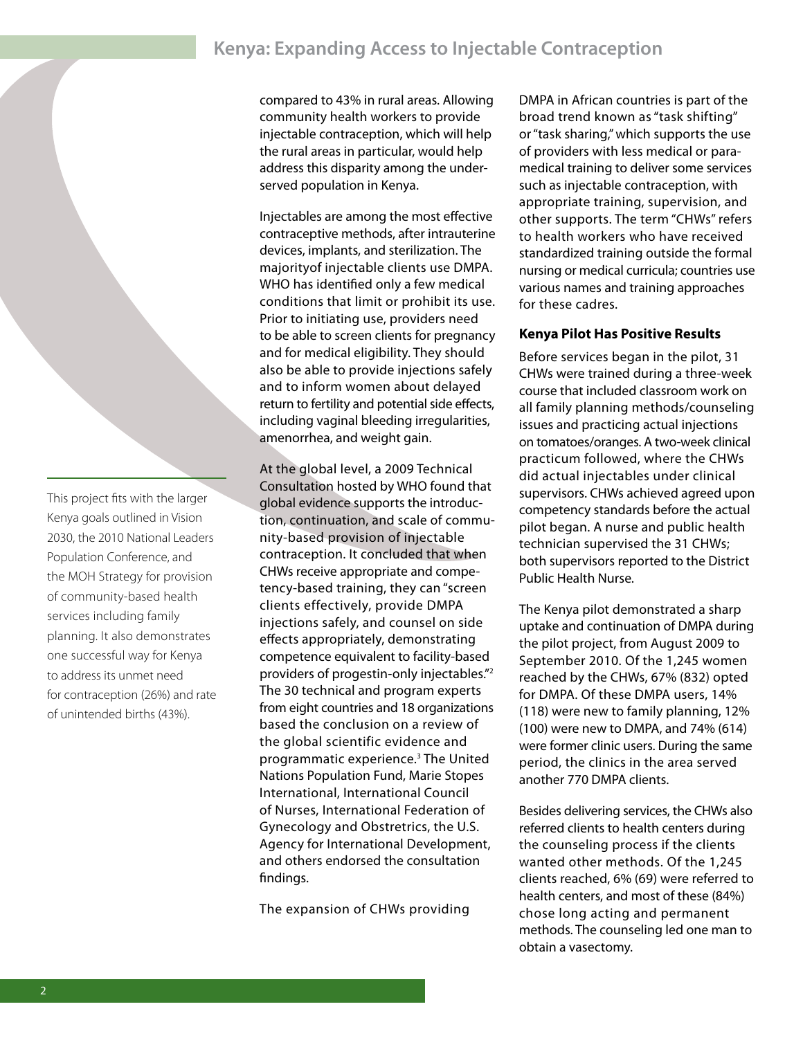compared to 43% in rural areas. Allowing community health workers to provide injectable contraception, which will help the rural areas in particular, would help address this disparity among the under-served population in Kenya.

Injectables are among the most effective contraceptive methods, after intrauterine devices, implants, and sterilization. The majorityof injectable clients use DMPA. WHO has identified only a few medical conditions that limit or prohibit its use. Prior to initiating use, providers need to be able to screen clients for pregnancy and for medical eligibility. They should also be able to provide injections safely and to inform women about delayed return to fertility and potential side effects, including vaginal bleeding irregularities, amenorrhea, and weight gain.

At the global level, a 2009 Technical Consultation hosted by WHO found that global evidence supports the introduction, continuation, and scale of community-based provision of injectable contraception. It concluded that when CHWs receive appropriate and competency-based training, they can "screen clients effectively, provide DMPA injections safely, and counsel on side effects appropriately, demonstrating competence equivalent to facility-based providers of progestin-only injectables."[2] The 30 technical and program experts from eight countries and 18 organizations based the conclusion on a review of the global scientific evidence and programmatic experience.[3] The United Nations Population Fund, Marie Stopes International, International Council of Nurses, International Federation of Gynecology and Obstretrics, the U.S. Agency for International Development, and others endorsed the consultation findings.

This project fits with the larger Kenya goals outlined in Vision 2030, the 2010 National Leaders Population Conference, and the MOH Strategy for provision of community-based health services including family planning. It also demonstrates one successful way for Kenya to address its unmet need for contraception (26%) and rate of unintended births (43%).

The expansion of CHWs providing DMPA in African countries is part of the broad trend known as "task shifting" or "task sharing," which supports the use of providers with less medical or para-medical training to deliver some services such as injectable contraception, with appropriate training, supervision, and other supports. The term "CHWs" refers to health workers who have received standardized training outside the formal nursing or medical curricula; countries use various names and training approaches for these cadres.

### Kenya Pilot Has Positive Results

Before services began in the pilot, 31 CHWs were trained during a three-week course that included classroom work on all family planning methods/counseling issues and practicing actual injections on tomatoes/oranges. A two-week clinical practicum followed, where the CHWs did actual injectables under clinical supervisors. CHWs achieved agreed upon competency standards before the actual pilot began. A nurse and public health technician supervised the 31 CHWs; both supervisors reported to the District Public Health Nurse.

The Kenya pilot demonstrated a sharp uptake and continuation of DMPA during the pilot project, from August 2009 to September 2010. Of the 1,245 women reached by the CHWs, 67% (832) opted for DMPA. Of these DMPA users, 14% (118) were new to family planning, 12% (100) were new to DMPA, and 74% (614) were former clinic users. During the same period, the clinics in the area served another 770 DMPA clients.

Besides delivering services, the CHWs also referred clients to health centers during the counseling process if the clients wanted other methods. Of the 1,245 clients reached, 6% (69) were referred to health centers, and most of these (84%) chose long acting and permanent methods. The counseling led one man to obtain a vasectomy.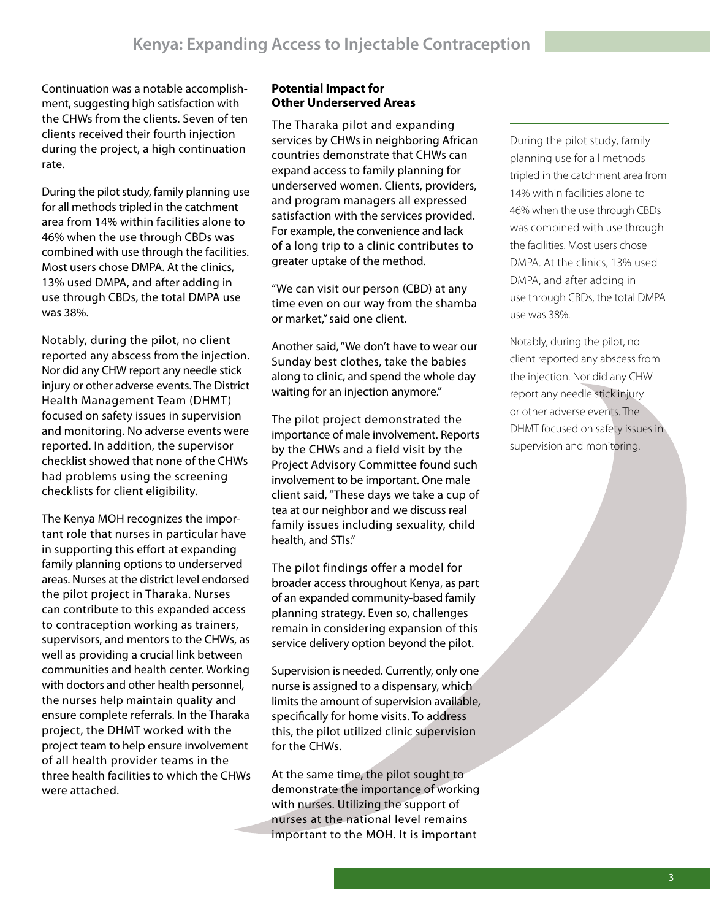Continuation was a notable accomplishment, suggesting high satisfaction with the CHWs from the clients. Seven of ten clients received their fourth injection during the project, a high continuation rate.

During the pilot study, family planning use for all methods tripled in the catchment area from 14% within facilities alone to 46% when the use through CBDs was combined with use through the facilities. Most users chose DMPA. At the clinics, 13% used DMPA, and after adding in use through CBDs, the total DMPA use was 38%.

Notably, during the pilot, no client reported any abscess from the injection. Nor did any CHW report any needle stick injury or other adverse events. The District Health Management Team (DHMT) focused on safety issues in supervision and monitoring. No adverse events were reported. In addition, the supervisor checklist showed that none of the CHWs had problems using the screening checklists for client eligibility.

The Kenya MOH recognizes the important role that nurses in particular have in supporting this effort at expanding family planning options to underserved areas. Nurses at the district level endorsed the pilot project in Tharaka. Nurses can contribute to this expanded access to contraception working as trainers, supervisors, and mentors to the CHWs, as well as providing a crucial link between communities and health center. Working with doctors and other health personnel, the nurses help maintain quality and ensure complete referrals. In the Tharaka project, the DHMT worked with the project team to help ensure involvement of all health provider teams in the three health facilities to which the CHWs were attached.

### Potential Impact for Other Underserved Areas

The Tharaka pilot and expanding services by CHWs in neighboring African countries demonstrate that CHWs can expand access to family planning for underserved women. Clients, providers, and program managers all expressed satisfaction with the services provided. For example, the convenience and lack of a long trip to a clinic contributes to greater uptake of the method.

"We can visit our person (CBD) at any time even on our way from the shamba or market," said one client.

Another said, "We don't have to wear our Sunday best clothes, take the babies along to clinic, and spend the whole day waiting for an injection anymore."

The pilot project demonstrated the importance of male involvement. Reports by the CHWs and a field visit by the Project Advisory Committee found such involvement to be important. One male client said, "These days we take a cup of tea at our neighbor and we discuss real family issues including sexuality, child health, and STIs."

The pilot findings offer a model for broader access throughout Kenya, as part of an expanded community-based family planning strategy. Even so, challenges remain in considering expansion of this service delivery option beyond the pilot.

Supervision is needed. Currently, only one nurse is assigned to a dispensary, which limits the amount of supervision available, specifically for home visits. To address this, the pilot utilized clinic supervision for the CHWs.

At the same time, the pilot sought to demonstrate the importance of working with nurses. Utilizing the support of nurses at the national level remains important to the MOH. It is important

During the pilot study, family planning use for all methods tripled in the catchment area from 14% within facilities alone to 46% when the use through CBDs was combined with use through the facilities. Most users chose DMPA. At the clinics, 13% used DMPA, and after adding in use through CBDs, the total DMPA use was 38%.

Notably, during the pilot, no client reported any abscess from the injection. Nor did any CHW report any needle stick injury or other adverse events. The DHMT focused on safety issues in supervision and monitoring.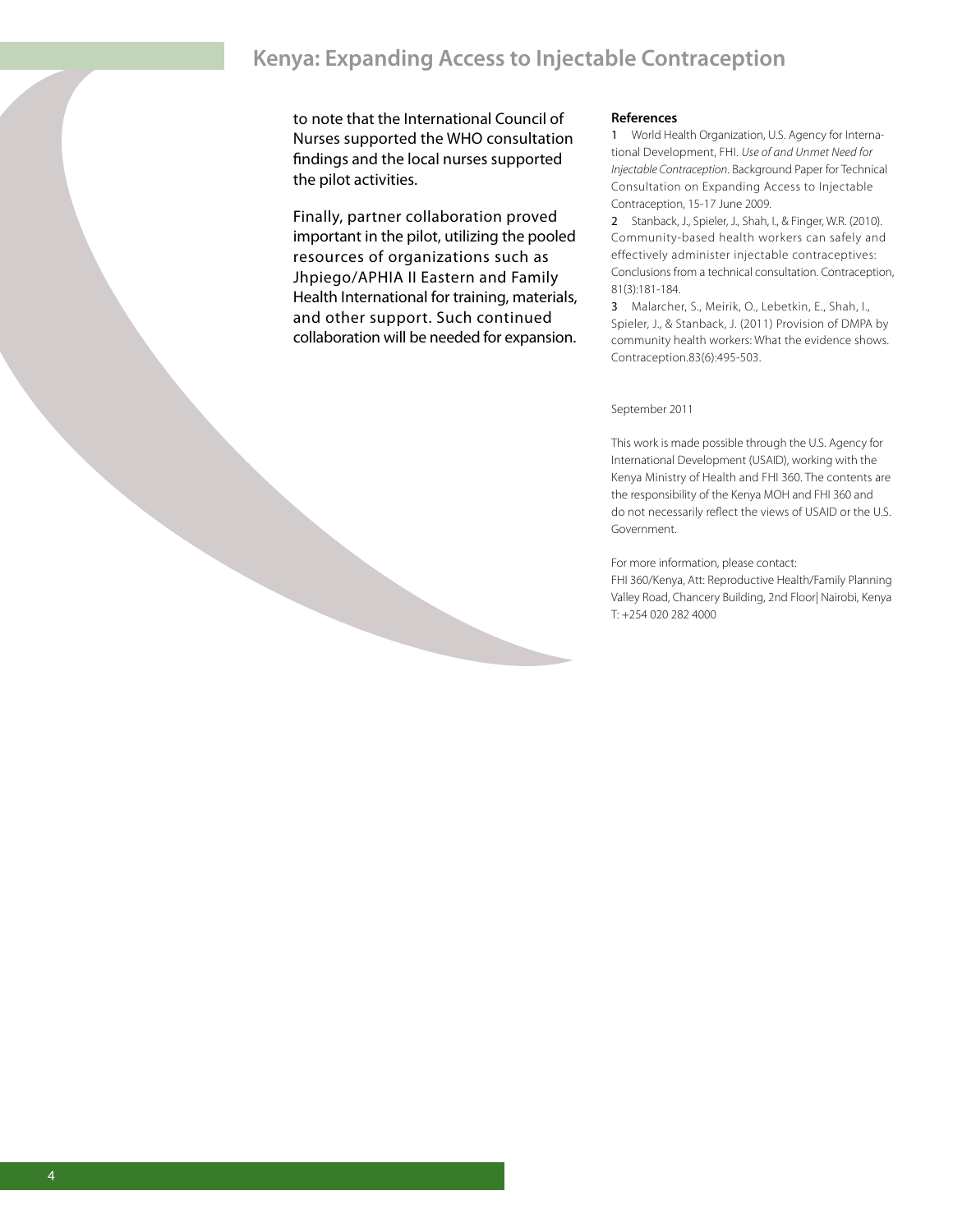to note that the International Council of Nurses supported the WHO consultation findings and the local nurses supported the pilot activities.

Finally, partner collaboration proved important in the pilot, utilizing the pooled resources of organizations such as Jhpiego/APHIA II Eastern and Family Health International for training, materials, and other support. Such continued collaboration will be needed for expansion.

**References**

1 World Health Organization, U.S. Agency for International Development, FHI. *Use of and Unmet Need for Injectable Contraception*. Background Paper for Technical Consultation on Expanding Access to Injectable Contraception, 15-17 June 2009.

2 Stanback, J., Spieler, J., Shah, I., & Finger, W.R. (2010). Community-based health workers can safely and effectively administer injectable contraceptives: Conclusions from a technical consultation. Contraception, 81(3):181-184.

3 Malarcher, S., Meirik, O., Lebetkin, E., Shah, I., Spieler, J., & Stanback, J. (2011) Provision of DMPA by community health workers: What the evidence shows. Contraception.83(6):495-503.

September 2011

This work is made possible through the U.S. Agency for International Development (USAID), working with the Kenya Ministry of Health and FHI 360. The contents are the responsibility of the Kenya MOH and FHI 360 and do not necessarily reflect the views of USAID or the U.S. Government.

For more information, please contact:
FHI 360/Kenya, Att: Reproductive Health/Family Planning
Valley Road, Chancery Building, 2nd Floor| Nairobi, Kenya
T: +254 020 282 4000